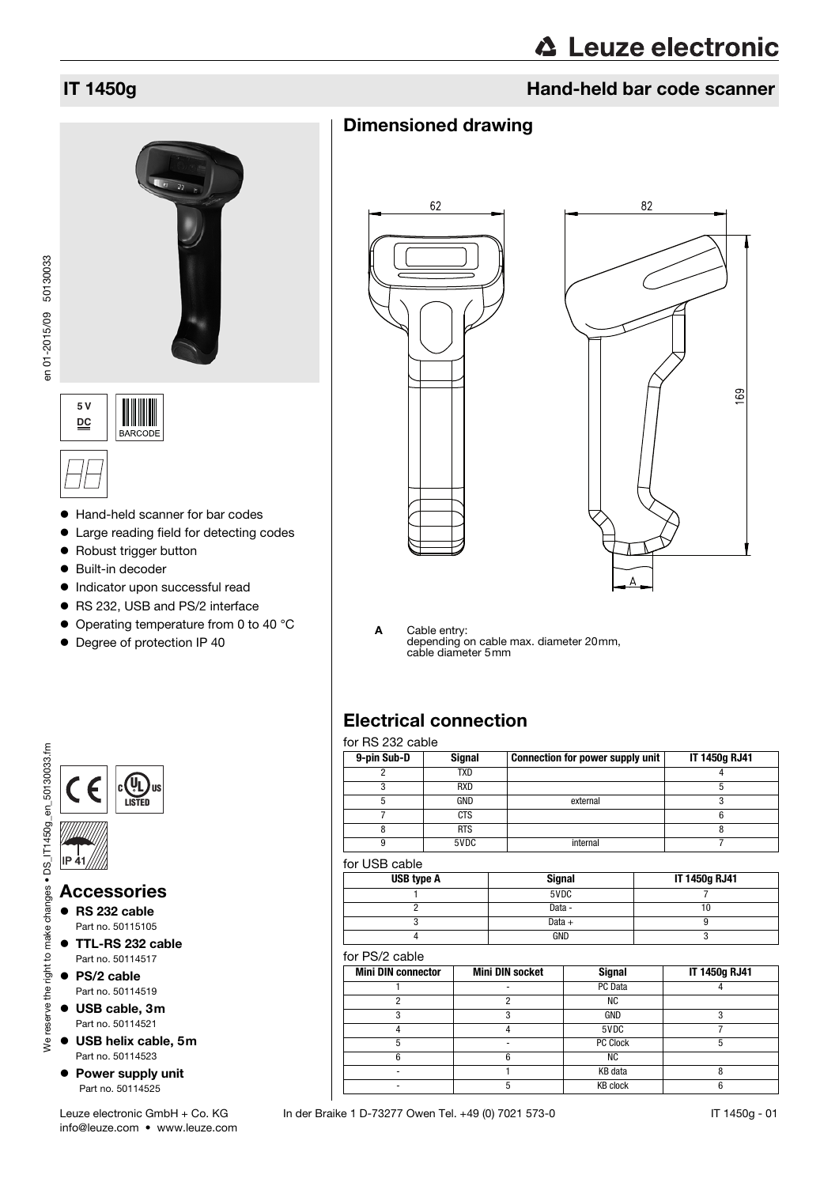# IT 1450g

## Hand-held bar code scanner

5 V DC

BARCODE

- Hand-held scanner for bar codes
- Large reading field for detecting codes
- Robust trigger button
- Built-in decoder
- Indicator upon successful read
- RS 232, USB and PS/2 interface
- Operating temperature from 0 to 40 °C
- Degree of protection IP 40

IP 41

## Accessories

- **RS 232 cable**
  Part no. 50115105
- **TTL-RS 232 cable**
  Part no. 50114517
- **PS/2 cable**
  Part no. 50114519
- **USB cable, 3m**
  Part no. 50114521
- **USB helix cable, 5m**
  Part no. 50114523
- **Power supply unit**
  Part no. 50114525

## Dimensioned drawing

62

82

169

A

**A** Cable entry:
depending on cable max. diameter 20mm,
cable diameter 5mm

## Electrical connection

for RS 232 cable

| 9-pin Sub-D | Signal | Connection for power supply unit | IT 1450g RJ41 |
|---|---|---|---|
| 2 | TXD | | 4 |
| 3 | RXD | | 5 |
| 5 | GND | external | 3 |
| 7 | CTS | | 6 |
| 8 | RTS | | 8 |
| 9 | 5VDC | internal | 7 |

for USB cable

| USB type A | Signal | IT 1450g RJ41 |
|---|---|---|
| 1 | 5VDC | 7 |
| 2 | Data - | 10 |
| 3 | Data + | 9 |
| 4 | GND | 3 |

for PS/2 cable

| Mini DIN connector | Mini DIN socket | Signal | IT 1450g RJ41 |
|---|---|---|---|
| 1 | - | PC Data | 4 |
| 2 | 2 | NC | |
| 3 | 3 | GND | 3 |
| 4 | 4 | 5VDC | 7 |
| 5 | - | PC Clock | 5 |
| 6 | 6 | NC | |
| - | 1 | KB data | 8 |
| - | 5 | KB clock | 6 |

Leuze electronic GmbH + Co. KG In der Braike 1 D-73277 Owen Tel. +49 (0) 7021 573-0
info@leuze.com • www.leuze.com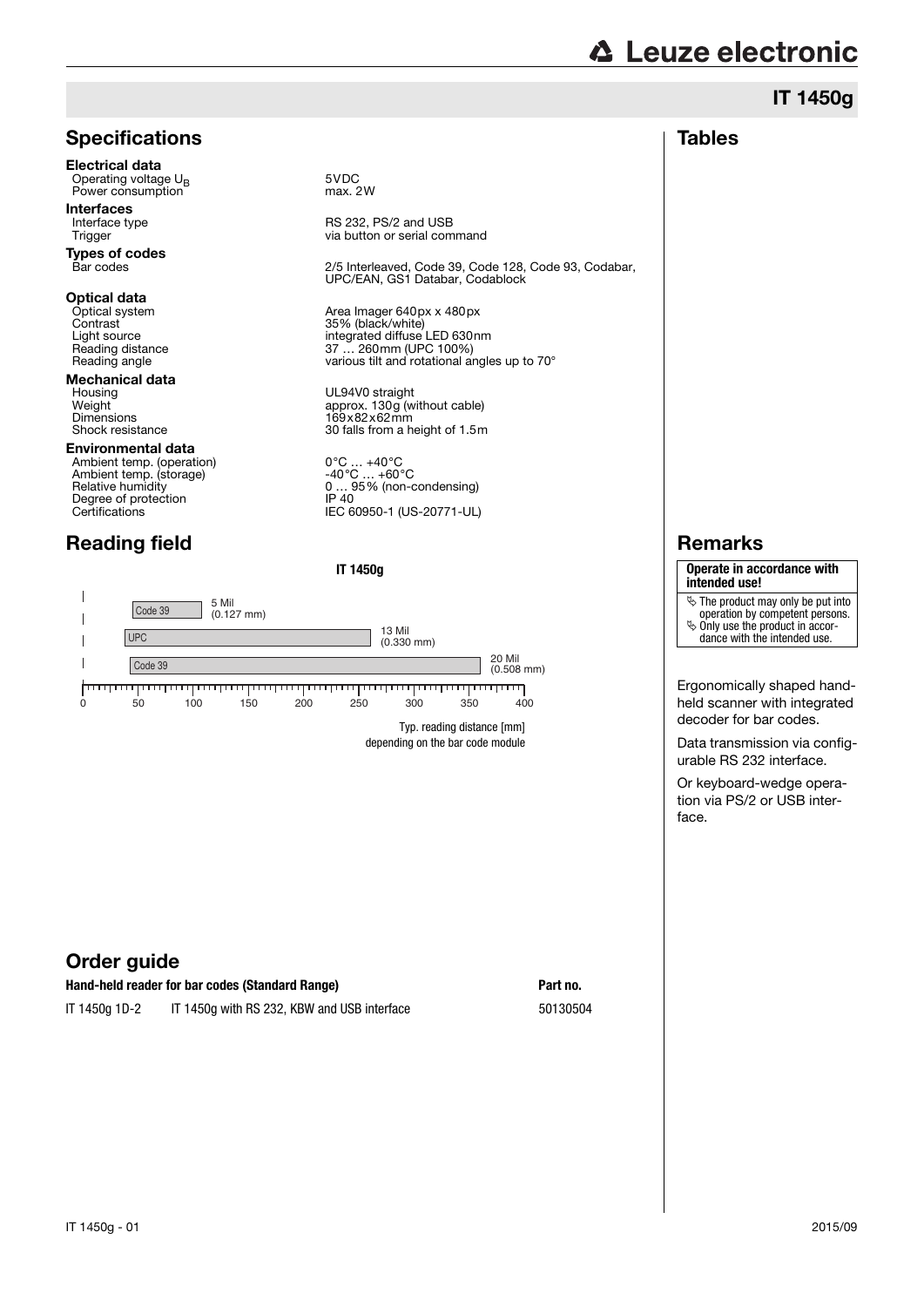# IT 1450g

## Specifications

**Electrical data**

| | |
|---|---|
| Operating voltage $U_B$ | 5VDC |
| Power consumption | max. 2W |

**Interfaces**

| | |
|---|---|
| Interface type | RS 232, PS/2 and USB |
| Trigger | via button or serial command |

**Types of codes**

| | |
|---|---|
| Bar codes | 2/5 Interleaved, Code 39, Code 128, Code 93, Codabar, UPC/EAN, GS1 Databar, Codablock |

**Optical data**

| | |
|---|---|
| Optical system | Area Imager 640px x 480px |
| Contrast | 35% (black/white) |
| Light source | integrated diffuse LED 630nm |
| Reading distance | 37 … 260mm (UPC 100%) |
| Reading angle | various tilt and rotational angles up to 70° |

**Mechanical data**

| | |
|---|---|
| Housing | UL94V0 straight |
| Weight | approx. 130g (without cable) |
| Dimensions | 169x82x62mm |
| Shock resistance | 30 falls from a height of 1.5m |

**Environmental data**

| | |
|---|---|
| Ambient temp. (operation) | 0°C … +40°C |
| Ambient temp. (storage) | -40°C … +60°C |
| Relative humidity | 0 … 95% (non-condensing) |
| Degree of protection | IP 40 |
| Certifications | IEC 60950-1 (US-20771-UL) |

## Reading field

**IT 1450g**

| Code | Module | Typ. reading distance |
|---|---|---|
| Code 39 | 5 Mil (0.127 mm) | approx. 45 … 115 mm |
| UPC | 13 Mil (0.330 mm) | approx. 37 … 260 mm |
| Code 39 | 20 Mil (0.508 mm) | approx. 45 … 360 mm |

Typ. reading distance [mm] depending on the bar code module

## Tables

## Remarks

**Operate in accordance with intended use!**

- The product may only be put into operation by competent persons.
- Only use the product in accordance with the intended use.

Ergonomically shaped hand-held scanner with integrated decoder for bar codes.

Data transmission via configurable RS 232 interface.

Or keyboard-wedge operation via PS/2 or USB interface.

## Order guide

| Hand-held reader for bar codes (Standard Range) | | Part no. |
|---|---|---|
| IT 1450g 1D-2 | IT 1450g with RS 232, KBW and USB interface | 50130504 |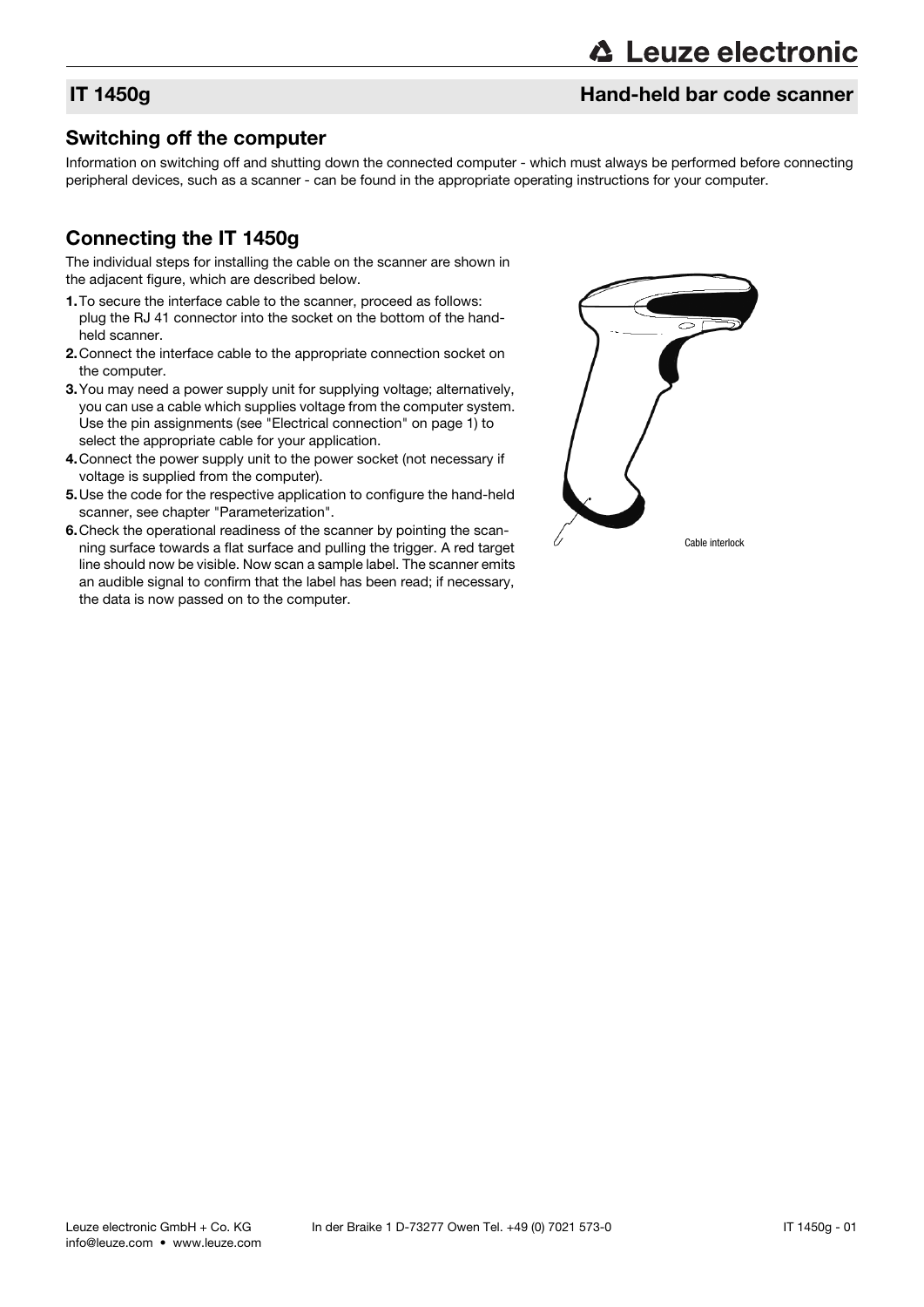## Switching off the computer

Information on switching off and shutting down the connected computer - which must always be performed before connecting peripheral devices, such as a scanner - can be found in the appropriate operating instructions for your computer.

## Connecting the IT 1450g

The individual steps for installing the cable on the scanner are shown in the adjacent figure, which are described below.

1. To secure the interface cable to the scanner, proceed as follows: plug the RJ 41 connector into the socket on the bottom of the hand-held scanner.
2. Connect the interface cable to the appropriate connection socket on the computer.
3. You may need a power supply unit for supplying voltage; alternatively, you can use a cable which supplies voltage from the computer system. Use the pin assignments (see "Electrical connection" on page 1) to select the appropriate cable for your application.
4. Connect the power supply unit to the power socket (not necessary if voltage is supplied from the computer).
5. Use the code for the respective application to configure the hand-held scanner, see chapter "Parameterization".
6. Check the operational readiness of the scanner by pointing the scanning surface towards a flat surface and pulling the trigger. A red target line should now be visible. Now scan a sample label. The scanner emits an audible signal to confirm that the label has been read; if necessary, the data is now passed on to the computer.

Cable interlock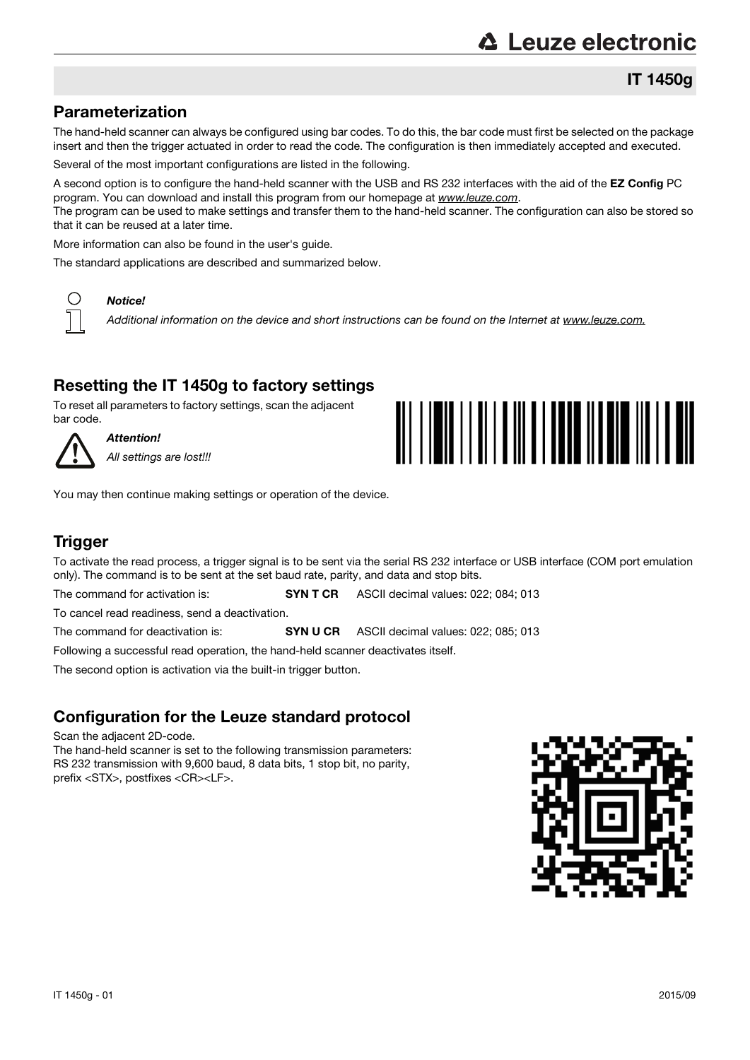## Parameterization

The hand-held scanner can always be configured using bar codes. To do this, the bar code must first be selected on the package insert and then the trigger actuated in order to read the code. The configuration is then immediately accepted and executed.

Several of the most important configurations are listed in the following.

A second option is to configure the hand-held scanner with the USB and RS 232 interfaces with the aid of the **EZ Config** PC program. You can download and install this program from our homepage at *www.leuze.com*.
The program can be used to make settings and transfer them to the hand-held scanner. The configuration can also be stored so that it can be reused at a later time.

More information can also be found in the user's guide.

The standard applications are described and summarized below.

***Notice!***

*Additional information on the device and short instructions can be found on the Internet at www.leuze.com.*

## Resetting the IT 1450g to factory settings

To reset all parameters to factory settings, scan the adjacent bar code.

***Attention!***

*All settings are lost!!!*

You may then continue making settings or operation of the device.

## Trigger

To activate the read process, a trigger signal is to be sent via the serial RS 232 interface or USB interface (COM port emulation only). The command is to be sent at the set baud rate, parity, and data and stop bits.

The command for activation is: **SYN T CR** ASCII decimal values: 022; 084; 013

To cancel read readiness, send a deactivation.

The command for deactivation is: **SYN U CR** ASCII decimal values: 022; 085; 013

Following a successful read operation, the hand-held scanner deactivates itself.

The second option is activation via the built-in trigger button.

## Configuration for the Leuze standard protocol

Scan the adjacent 2D-code.
The hand-held scanner is set to the following transmission parameters:
RS 232 transmission with 9,600 baud, 8 data bits, 1 stop bit, no parity, prefix <STX>, postfixes <CR><LF>.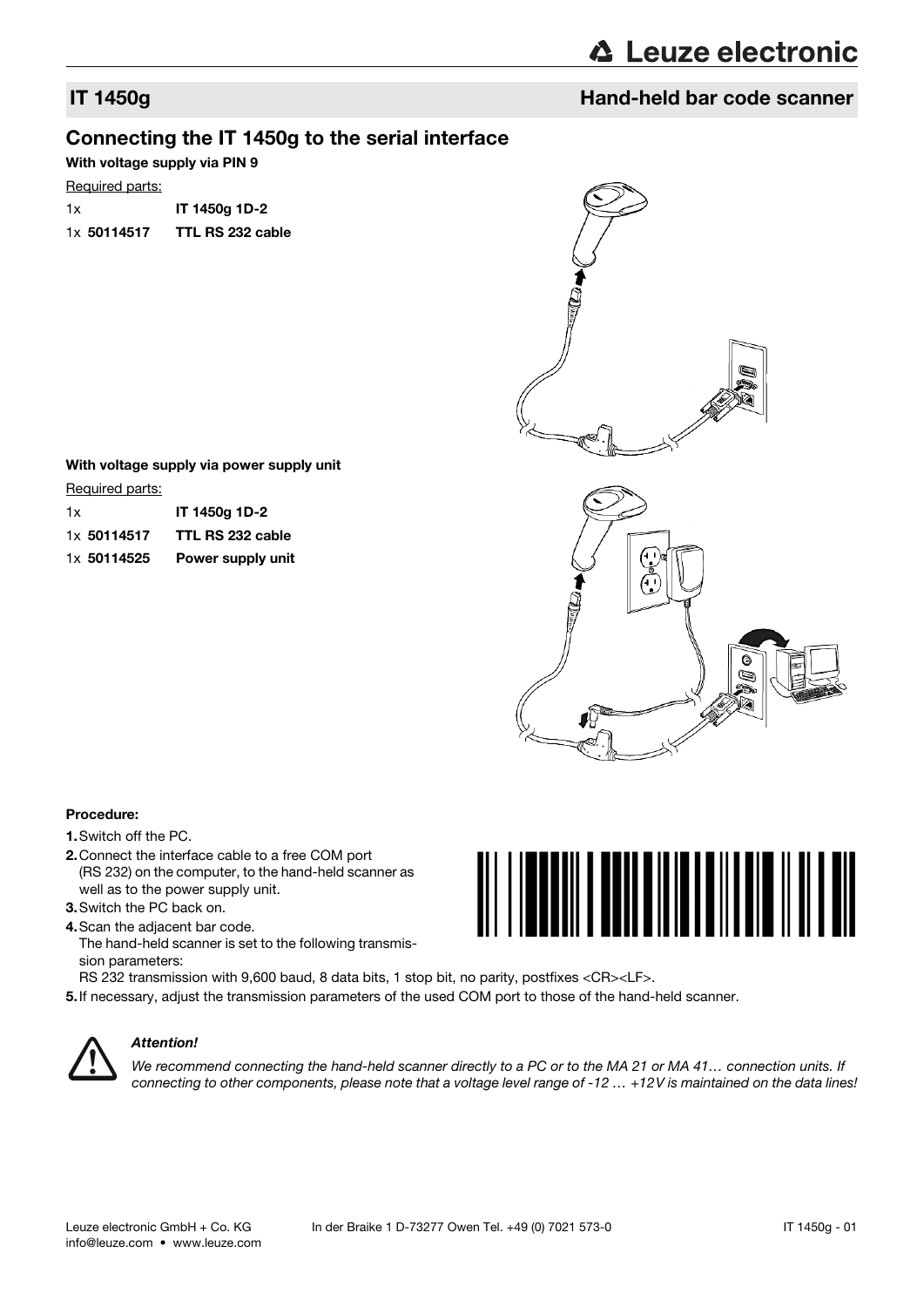## IT 1450g — Hand-held bar code scanner

## Connecting the IT 1450g to the serial interface

**With voltage supply via PIN 9**

Required parts:

| | |
|---|---|
| 1x | **IT 1450g 1D-2** |
| 1x **50114517** | **TTL RS 232 cable** |

**With voltage supply via power supply unit**

Required parts:

| | |
|---|---|
| 1x | **IT 1450g 1D-2** |
| 1x **50114517** | **TTL RS 232 cable** |
| 1x **50114525** | **Power supply unit** |

**Procedure:**

1. Switch off the PC.
2. Connect the interface cable to a free COM port (RS 232) on the computer, to the hand-held scanner as well as to the power supply unit.
3. Switch the PC back on.
4. Scan the adjacent bar code.
   The hand-held scanner is set to the following transmission parameters:
   RS 232 transmission with 9,600 baud, 8 data bits, 1 stop bit, no parity, postfixes <CR><LF>.
5. If necessary, adjust the transmission parameters of the used COM port to those of the hand-held scanner.

***Attention!***

*We recommend connecting the hand-held scanner directly to a PC or to the MA 21 or MA 41… connection units. If connecting to other components, please note that a voltage level range of -12 … +12V is maintained on the data lines!*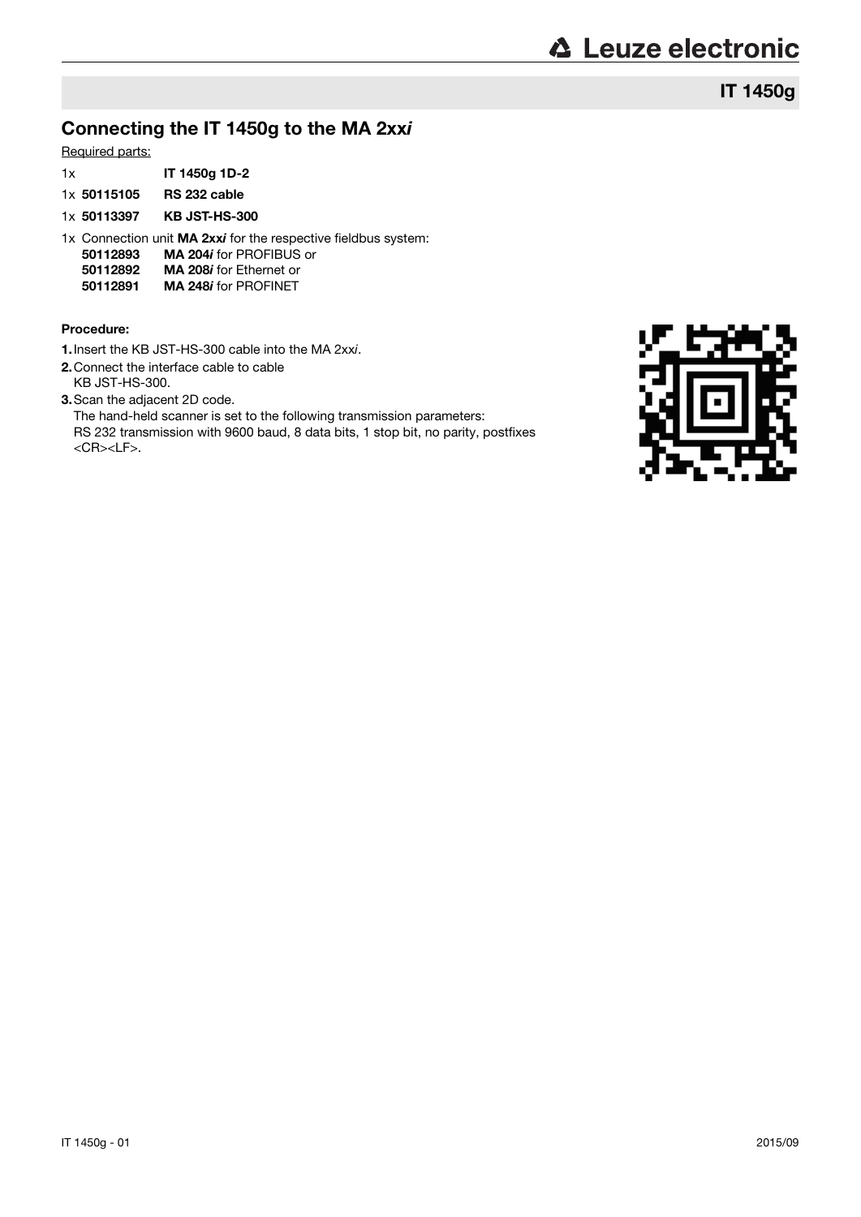# IT 1450g

## Connecting the IT 1450g to the MA 2xx*i*

Required parts:

1x **IT 1450g 1D-2**

1x **50115105 RS 232 cable**

1x **50113397 KB JST-HS-300**

1x Connection unit **MA 2xx*i*** for the respective fieldbus system:

- **50112893** **MA 204*i*** for PROFIBUS or
- **50112892** **MA 208*i*** for Ethernet or
- **50112891** **MA 248*i*** for PROFINET

**Procedure:**

1. Insert the KB JST-HS-300 cable into the MA 2xx*i*.
2. Connect the interface cable to cable KB JST-HS-300.
3. Scan the adjacent 2D code.
   The hand-held scanner is set to the following transmission parameters:
   RS 232 transmission with 9600 baud, 8 data bits, 1 stop bit, no parity, postfixes <CR><LF>.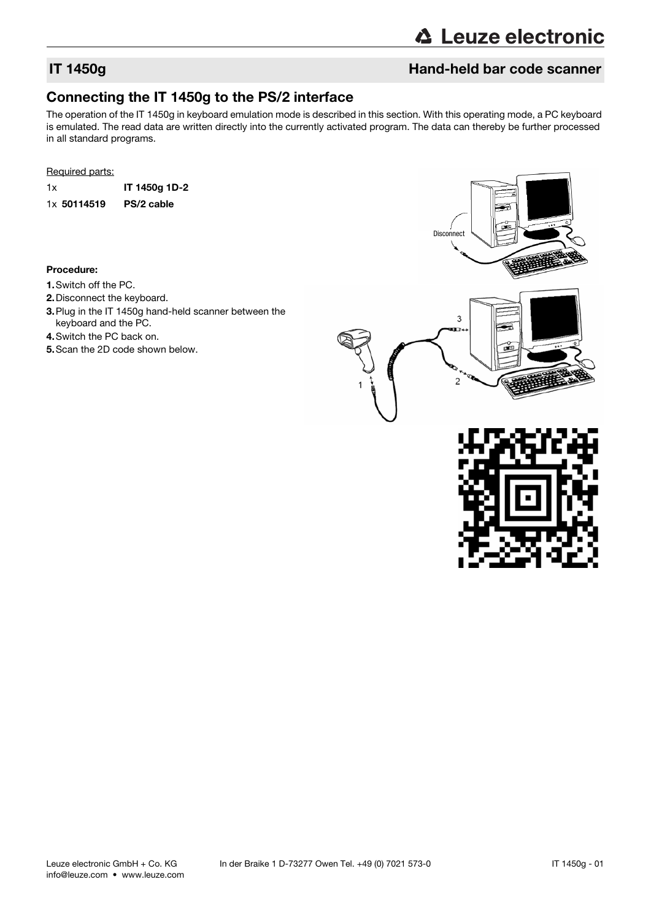## IT 1450g — Hand-held bar code scanner

### Connecting the IT 1450g to the PS/2 interface

The operation of the IT 1450g in keyboard emulation mode is described in this section. With this operating mode, a PC keyboard is emulated. The read data are written directly into the currently activated program. The data can thereby be further processed in all standard programs.

Required parts:

| | |
|---|---|
| 1x | **IT 1450g 1D-2** |
| 1x **50114519** | **PS/2 cable** |

**Procedure:**

1. Switch off the PC.
2. Disconnect the keyboard.
3. Plug in the IT 1450g hand-held scanner between the keyboard and the PC.
4. Switch the PC back on.
5. Scan the 2D code shown below.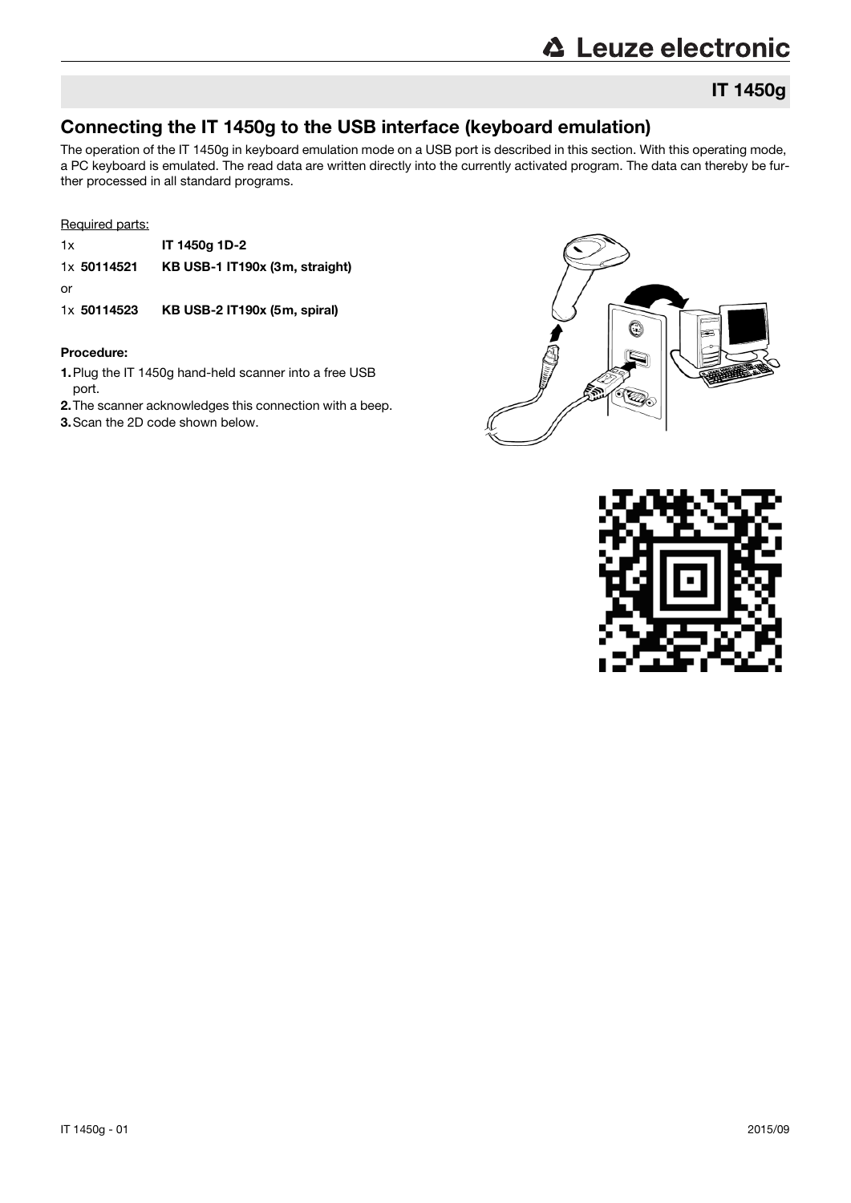## IT 1450g

## Connecting the IT 1450g to the USB interface (keyboard emulation)

The operation of the IT 1450g in keyboard emulation mode on a USB port is described in this section. With this operating mode, a PC keyboard is emulated. The read data are written directly into the currently activated program. The data can thereby be further processed in all standard programs.

Required parts:

| | |
|---|---|
| 1x | **IT 1450g 1D-2** |
| 1x **50114521** | **KB USB-1 IT190x (3m, straight)** |
| or | |
| 1x **50114523** | **KB USB-2 IT190x (5m, spiral)** |

**Procedure:**

1. Plug the IT 1450g hand-held scanner into a free USB port.
2. The scanner acknowledges this connection with a beep.
3. Scan the 2D code shown below.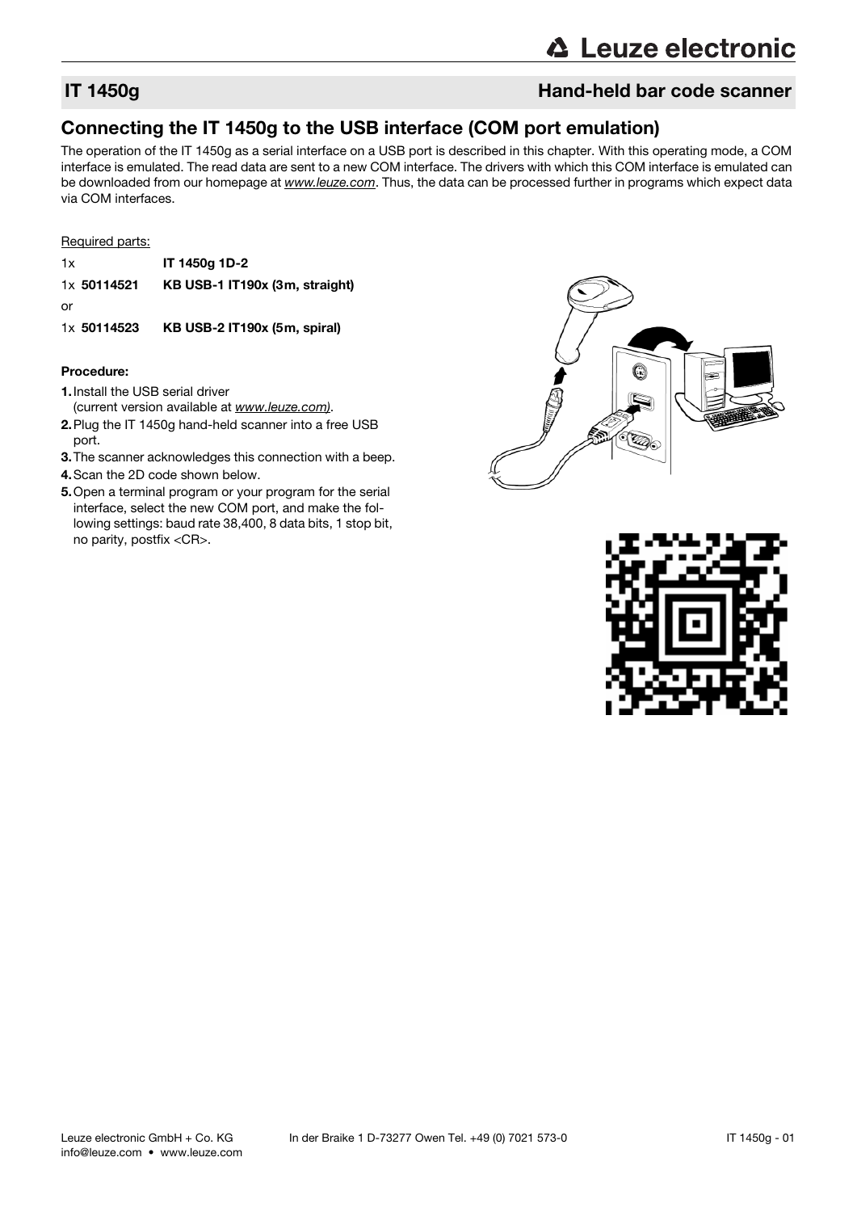## IT 1450g — Hand-held bar code scanner

### Connecting the IT 1450g to the USB interface (COM port emulation)

The operation of the IT 1450g as a serial interface on a USB port is described in this chapter. With this operating mode, a COM interface is emulated. The read data are sent to a new COM interface. The drivers with which this COM interface is emulated can be downloaded from our homepage at *www.leuze.com*. Thus, the data can be processed further in programs which expect data via COM interfaces.

Required parts:

1x **IT 1450g 1D-2**

1x **50114521** **KB USB-1 IT190x (3m, straight)**

or

1x **50114523** **KB USB-2 IT190x (5m, spiral)**

**Procedure:**

1. Install the USB serial driver (current version available at *www.leuze.com)*.
2. Plug the IT 1450g hand-held scanner into a free USB port.
3. The scanner acknowledges this connection with a beep.
4. Scan the 2D code shown below.
5. Open a terminal program or your program for the serial interface, select the new COM port, and make the following settings: baud rate 38,400, 8 data bits, 1 stop bit, no parity, postfix <CR>.